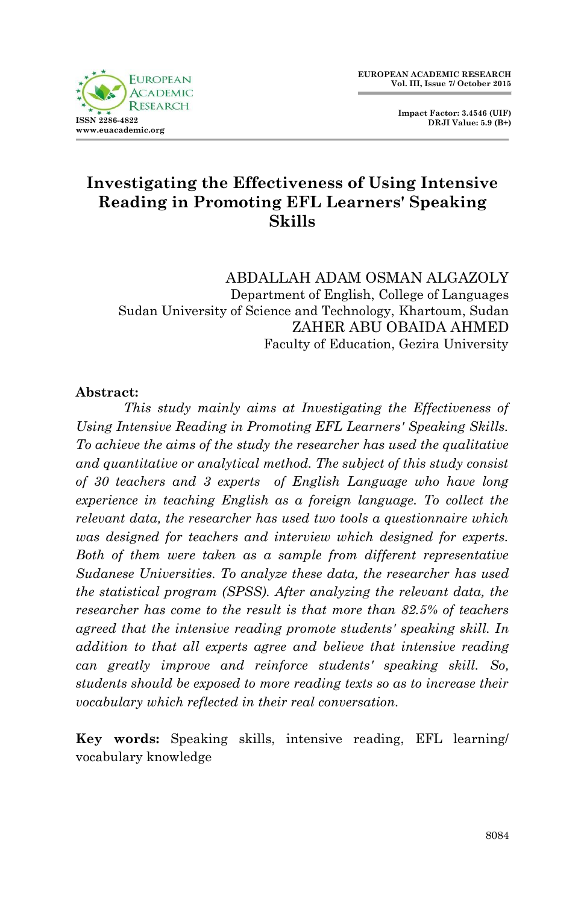# Investigating the Effectiveness of Using Intensive Reading in Promoting EFL Learners' Speaking Skills

ABDALLAH ADAM OSMAN ALGAZOLY
Department of English, College of Languages
Sudan University of Science and Technology, Khartoum, Sudan
ZAHER ABU OBAIDA AHMED
Faculty of Education, Gezira University

**Abstract:**

*This study mainly aims at Investigating the Effectiveness of Using Intensive Reading in Promoting EFL Learners' Speaking Skills. To achieve the aims of the study the researcher has used the qualitative and quantitative or analytical method. The subject of this study consist of 30 teachers and 3 experts of English Language who have long experience in teaching English as a foreign language. To collect the relevant data, the researcher has used two tools a questionnaire which was designed for teachers and interview which designed for experts. Both of them were taken as a sample from different representative Sudanese Universities. To analyze these data, the researcher has used the statistical program (SPSS). After analyzing the relevant data, the researcher has come to the result is that more than 82.5% of teachers agreed that the intensive reading promote students' speaking skill. In addition to that all experts agree and believe that intensive reading can greatly improve and reinforce students' speaking skill. So, students should be exposed to more reading texts so as to increase their vocabulary which reflected in their real conversation.*

**Key words:** Speaking skills, intensive reading, EFL learning/ vocabulary knowledge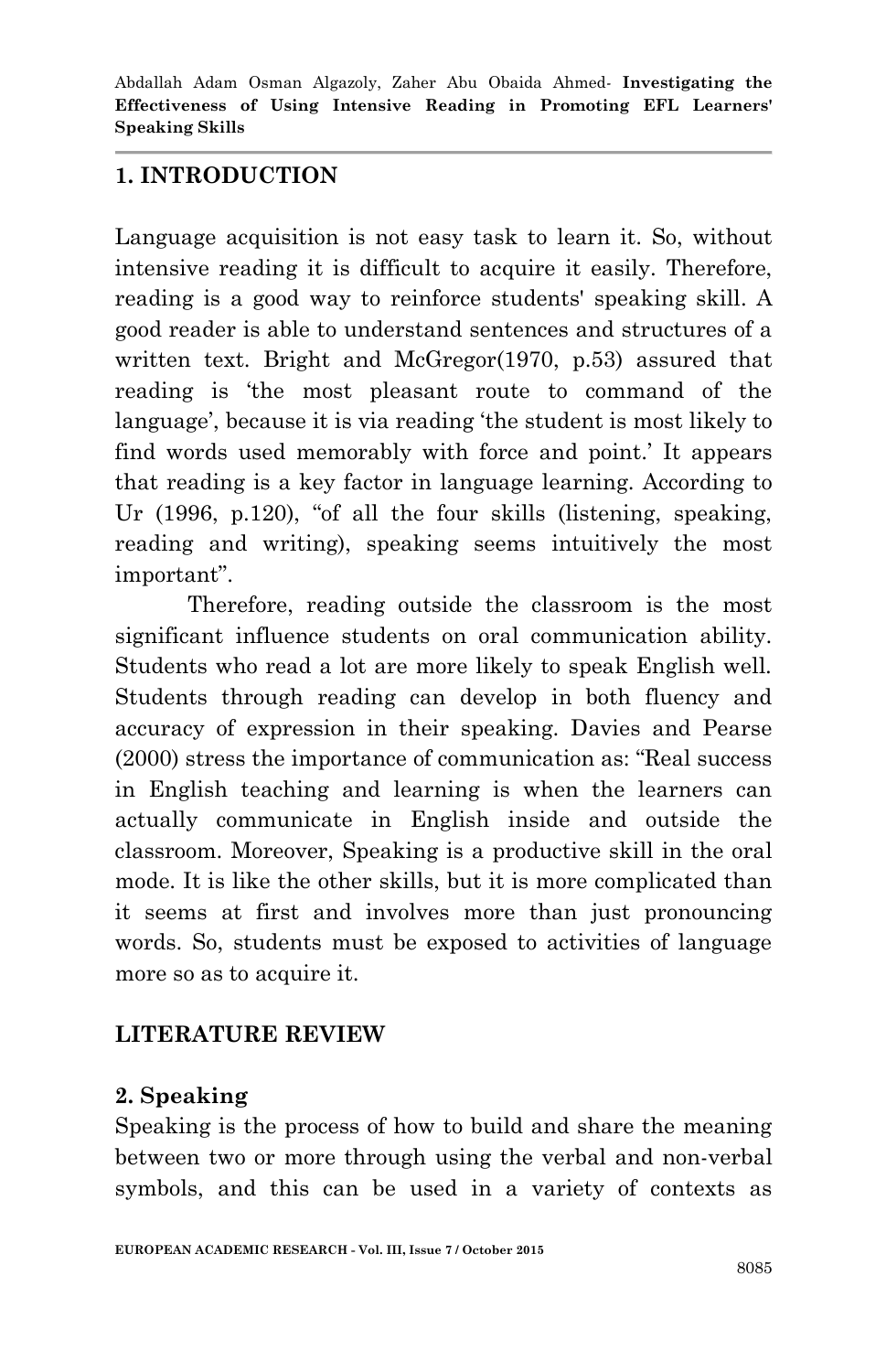## 1. INTRODUCTION

Language acquisition is not easy task to learn it. So, without intensive reading it is difficult to acquire it easily. Therefore, reading is a good way to reinforce students' speaking skill. A good reader is able to understand sentences and structures of a written text. Bright and McGregor(1970, p.53) assured that reading is 'the most pleasant route to command of the language', because it is via reading 'the student is most likely to find words used memorably with force and point.' It appears that reading is a key factor in language learning. According to Ur (1996, p.120), "of all the four skills (listening, speaking, reading and writing), speaking seems intuitively the most important".

Therefore, reading outside the classroom is the most significant influence students on oral communication ability. Students who read a lot are more likely to speak English well. Students through reading can develop in both fluency and accuracy of expression in their speaking. Davies and Pearse (2000) stress the importance of communication as: "Real success in English teaching and learning is when the learners can actually communicate in English inside and outside the classroom. Moreover, Speaking is a productive skill in the oral mode. It is like the other skills, but it is more complicated than it seems at first and involves more than just pronouncing words. So, students must be exposed to activities of language more so as to acquire it.

## LITERATURE REVIEW

### 2. Speaking

Speaking is the process of how to build and share the meaning between two or more through using the verbal and non-verbal symbols, and this can be used in a variety of contexts as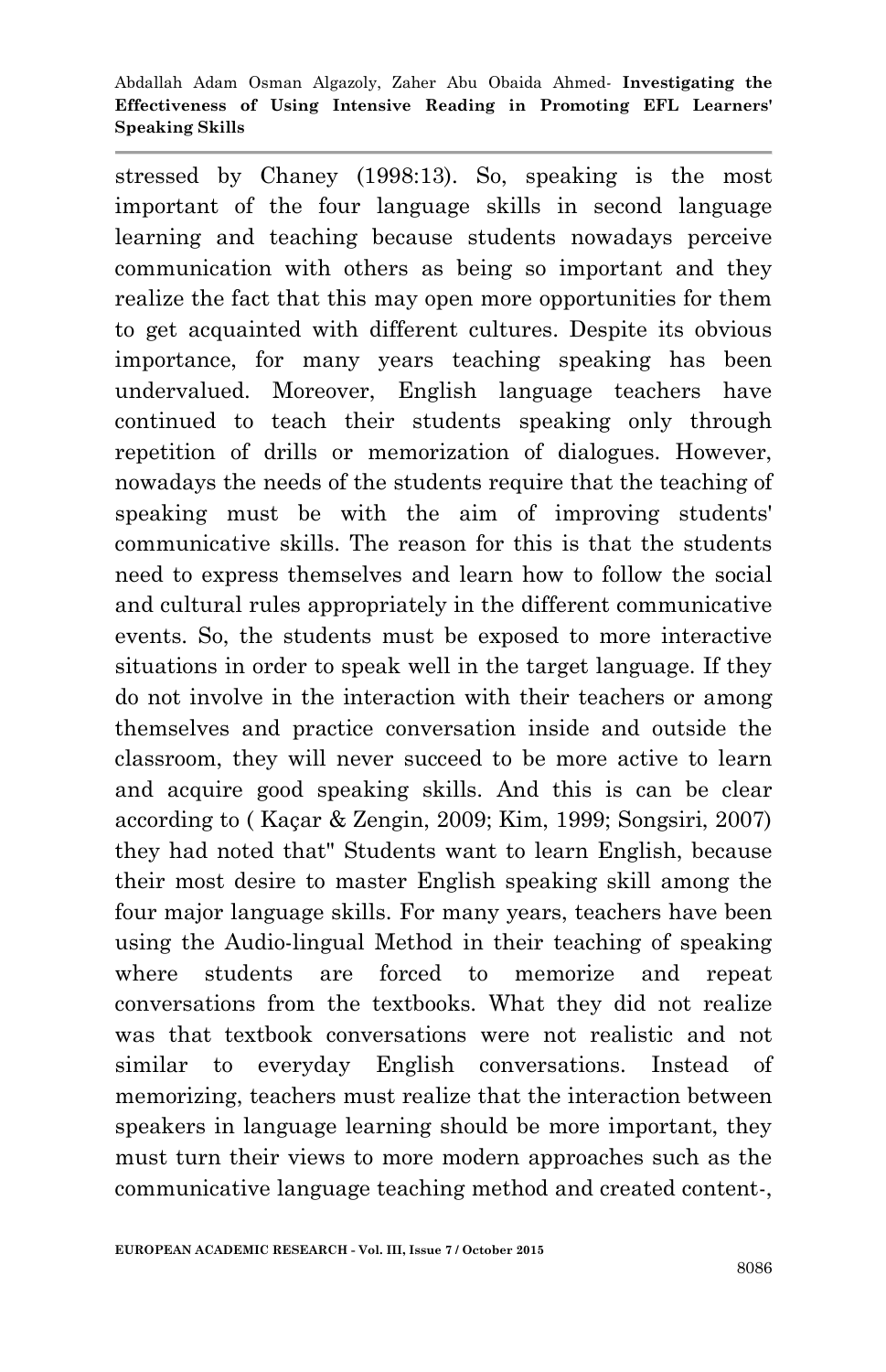stressed by Chaney (1998:13). So, speaking is the most important of the four language skills in second language learning and teaching because students nowadays perceive communication with others as being so important and they realize the fact that this may open more opportunities for them to get acquainted with different cultures. Despite its obvious importance, for many years teaching speaking has been undervalued. Moreover, English language teachers have continued to teach their students speaking only through repetition of drills or memorization of dialogues. However, nowadays the needs of the students require that the teaching of speaking must be with the aim of improving students' communicative skills. The reason for this is that the students need to express themselves and learn how to follow the social and cultural rules appropriately in the different communicative events. So, the students must be exposed to more interactive situations in order to speak well in the target language. If they do not involve in the interaction with their teachers or among themselves and practice conversation inside and outside the classroom, they will never succeed to be more active to learn and acquire good speaking skills. And this is can be clear according to ( Kaçar & Zengin, 2009; Kim, 1999; Songsiri, 2007) they had noted that" Students want to learn English, because their most desire to master English speaking skill among the four major language skills. For many years, teachers have been using the Audio-lingual Method in their teaching of speaking where students are forced to memorize and repeat conversations from the textbooks. What they did not realize was that textbook conversations were not realistic and not similar to everyday English conversations. Instead of memorizing, teachers must realize that the interaction between speakers in language learning should be more important, they must turn their views to more modern approaches such as the communicative language teaching method and created content-,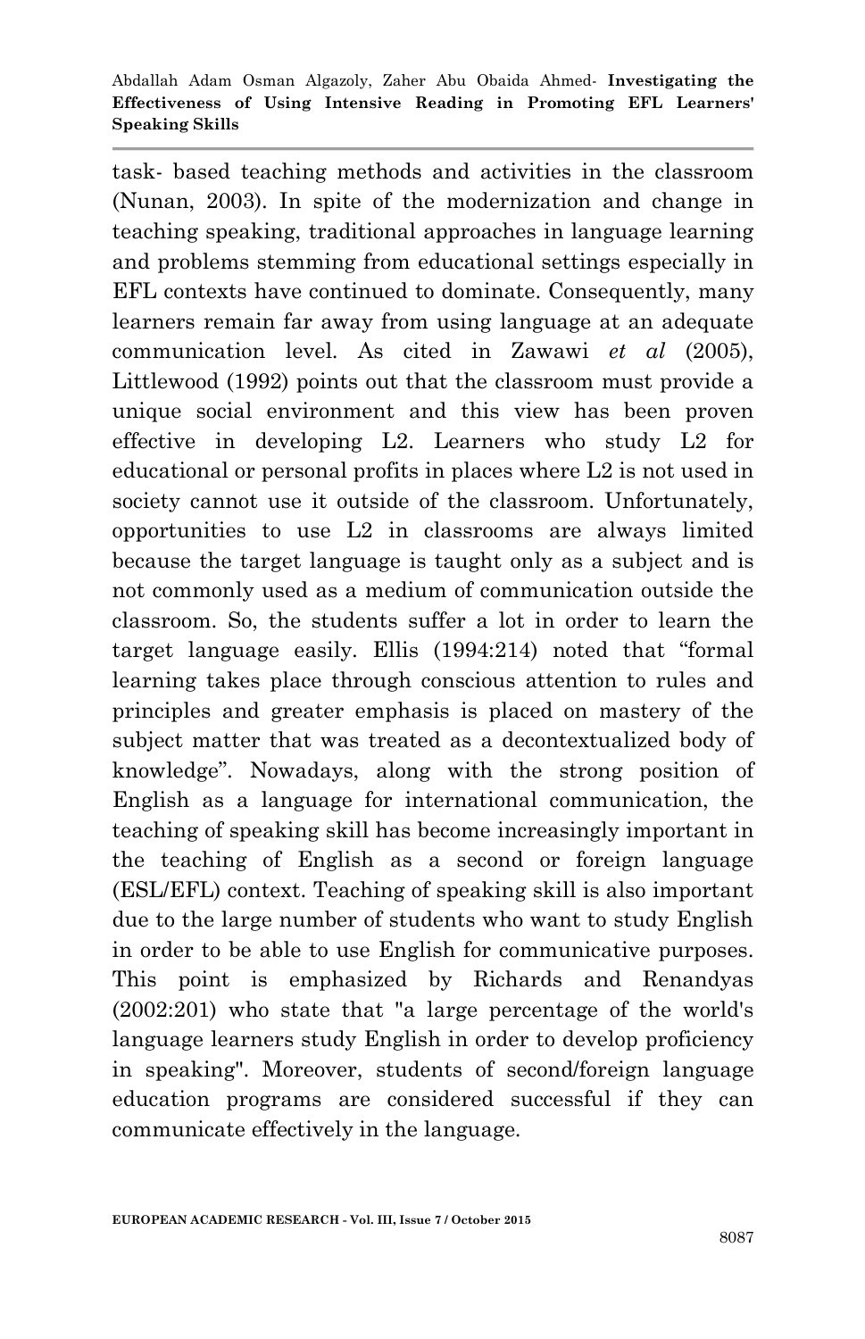task- based teaching methods and activities in the classroom (Nunan, 2003). In spite of the modernization and change in teaching speaking, traditional approaches in language learning and problems stemming from educational settings especially in EFL contexts have continued to dominate. Consequently, many learners remain far away from using language at an adequate communication level. As cited in Zawawi *et al* (2005), Littlewood (1992) points out that the classroom must provide a unique social environment and this view has been proven effective in developing L2. Learners who study L2 for educational or personal profits in places where L2 is not used in society cannot use it outside of the classroom. Unfortunately, opportunities to use L2 in classrooms are always limited because the target language is taught only as a subject and is not commonly used as a medium of communication outside the classroom. So, the students suffer a lot in order to learn the target language easily. Ellis (1994:214) noted that "formal learning takes place through conscious attention to rules and principles and greater emphasis is placed on mastery of the subject matter that was treated as a decontextualized body of knowledge". Nowadays, along with the strong position of English as a language for international communication, the teaching of speaking skill has become increasingly important in the teaching of English as a second or foreign language (ESL/EFL) context. Teaching of speaking skill is also important due to the large number of students who want to study English in order to be able to use English for communicative purposes. This point is emphasized by Richards and Renandyas (2002:201) who state that "a large percentage of the world's language learners study English in order to develop proficiency in speaking". Moreover, students of second/foreign language education programs are considered successful if they can communicate effectively in the language.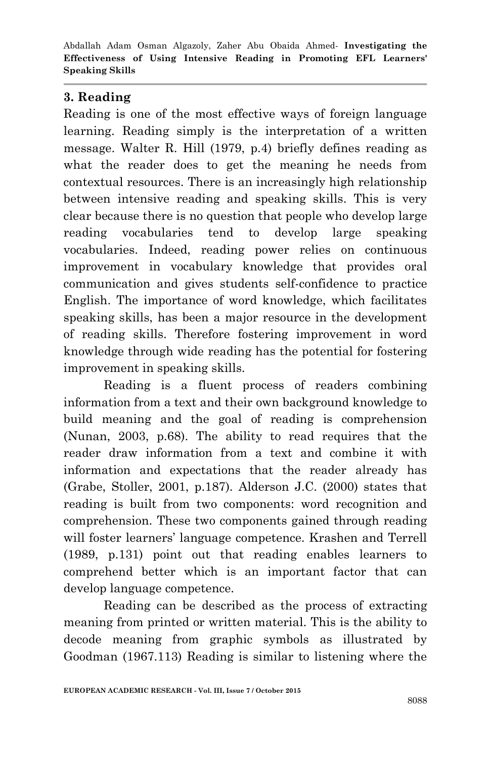## 3. Reading

Reading is one of the most effective ways of foreign language learning. Reading simply is the interpretation of a written message. Walter R. Hill (1979, p.4) briefly defines reading as what the reader does to get the meaning he needs from contextual resources. There is an increasingly high relationship between intensive reading and speaking skills. This is very clear because there is no question that people who develop large reading vocabularies tend to develop large speaking vocabularies. Indeed, reading power relies on continuous improvement in vocabulary knowledge that provides oral communication and gives students self-confidence to practice English. The importance of word knowledge, which facilitates speaking skills, has been a major resource in the development of reading skills. Therefore fostering improvement in word knowledge through wide reading has the potential for fostering improvement in speaking skills.

Reading is a fluent process of readers combining information from a text and their own background knowledge to build meaning and the goal of reading is comprehension (Nunan, 2003, p.68). The ability to read requires that the reader draw information from a text and combine it with information and expectations that the reader already has (Grabe, Stoller, 2001, p.187). Alderson J.C. (2000) states that reading is built from two components: word recognition and comprehension. These two components gained through reading will foster learners' language competence. Krashen and Terrell (1989, p.131) point out that reading enables learners to comprehend better which is an important factor that can develop language competence.

Reading can be described as the process of extracting meaning from printed or written material. This is the ability to decode meaning from graphic symbols as illustrated by Goodman (1967.113) Reading is similar to listening where the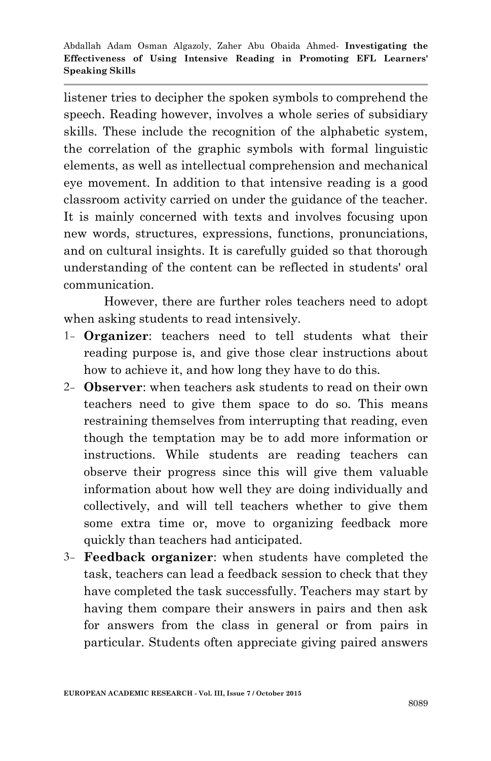listener tries to decipher the spoken symbols to comprehend the speech. Reading however, involves a whole series of subsidiary skills. These include the recognition of the alphabetic system, the correlation of the graphic symbols with formal linguistic elements, as well as intellectual comprehension and mechanical eye movement. In addition to that intensive reading is a good classroom activity carried on under the guidance of the teacher. It is mainly concerned with texts and involves focusing upon new words, structures, expressions, functions, pronunciations, and on cultural insights. It is carefully guided so that thorough understanding of the content can be reflected in students' oral communication.

However, there are further roles teachers need to adopt when asking students to read intensively.

1- **Organizer**: teachers need to tell students what their reading purpose is, and give those clear instructions about how to achieve it, and how long they have to do this.
2- **Observer**: when teachers ask students to read on their own teachers need to give them space to do so. This means restraining themselves from interrupting that reading, even though the temptation may be to add more information or instructions. While students are reading teachers can observe their progress since this will give them valuable information about how well they are doing individually and collectively, and will tell teachers whether to give them some extra time or, move to organizing feedback more quickly than teachers had anticipated.
3- **Feedback organizer**: when students have completed the task, teachers can lead a feedback session to check that they have completed the task successfully. Teachers may start by having them compare their answers in pairs and then ask for answers from the class in general or from pairs in particular. Students often appreciate giving paired answers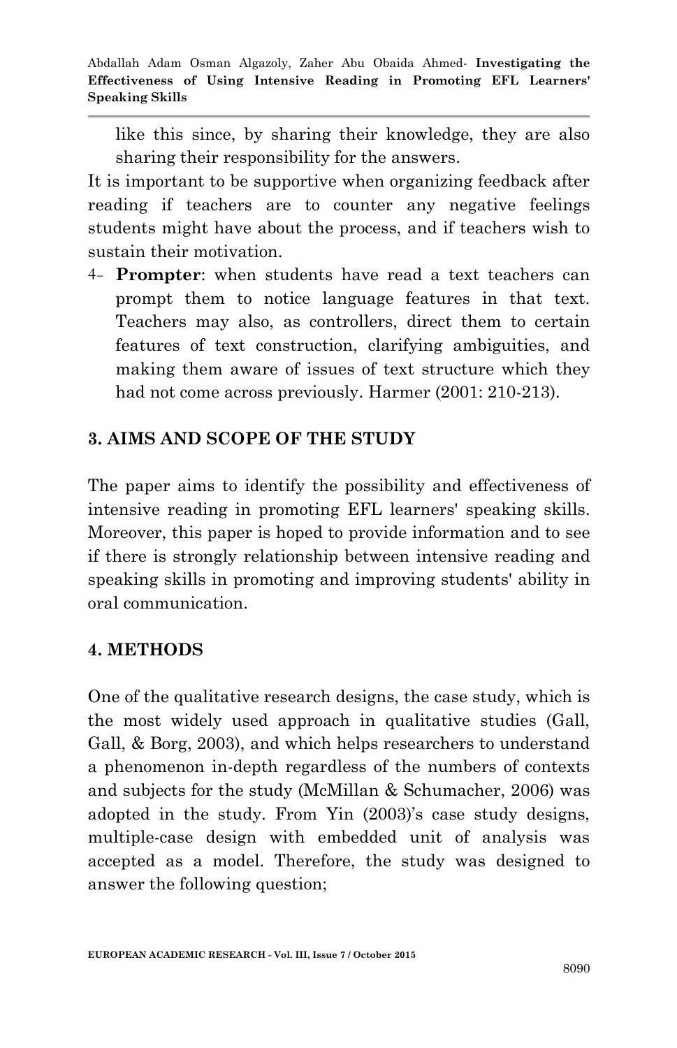like this since, by sharing their knowledge, they are also sharing their responsibility for the answers.

It is important to be supportive when organizing feedback after reading if teachers are to counter any negative feelings students might have about the process, and if teachers wish to sustain their motivation.

4- **Prompter**: when students have read a text teachers can prompt them to notice language features in that text. Teachers may also, as controllers, direct them to certain features of text construction, clarifying ambiguities, and making them aware of issues of text structure which they had not come across previously. Harmer (2001: 210-213).

## 3. AIMS AND SCOPE OF THE STUDY

The paper aims to identify the possibility and effectiveness of intensive reading in promoting EFL learners' speaking skills. Moreover, this paper is hoped to provide information and to see if there is strongly relationship between intensive reading and speaking skills in promoting and improving students' ability in oral communication.

## 4. METHODS

One of the qualitative research designs, the case study, which is the most widely used approach in qualitative studies (Gall, Gall, & Borg, 2003), and which helps researchers to understand a phenomenon in-depth regardless of the numbers of contexts and subjects for the study (McMillan & Schumacher, 2006) was adopted in the study. From Yin (2003)'s case study designs, multiple-case design with embedded unit of analysis was accepted as a model. Therefore, the study was designed to answer the following question;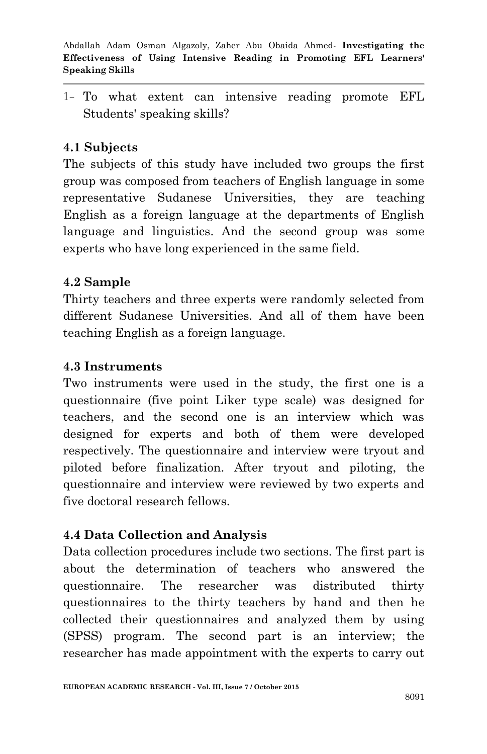1- To what extent can intensive reading promote EFL Students' speaking skills?

### 4.1 Subjects

The subjects of this study have included two groups the first group was composed from teachers of English language in some representative Sudanese Universities, they are teaching English as a foreign language at the departments of English language and linguistics. And the second group was some experts who have long experienced in the same field.

### 4.2 Sample

Thirty teachers and three experts were randomly selected from different Sudanese Universities. And all of them have been teaching English as a foreign language.

### 4.3 Instruments

Two instruments were used in the study, the first one is a questionnaire (five point Liker type scale) was designed for teachers, and the second one is an interview which was designed for experts and both of them were developed respectively. The questionnaire and interview were tryout and piloted before finalization. After tryout and piloting, the questionnaire and interview were reviewed by two experts and five doctoral research fellows.

### 4.4 Data Collection and Analysis

Data collection procedures include two sections. The first part is about the determination of teachers who answered the questionnaire. The researcher was distributed thirty questionnaires to the thirty teachers by hand and then he collected their questionnaires and analyzed them by using (SPSS) program. The second part is an interview; the researcher has made appointment with the experts to carry out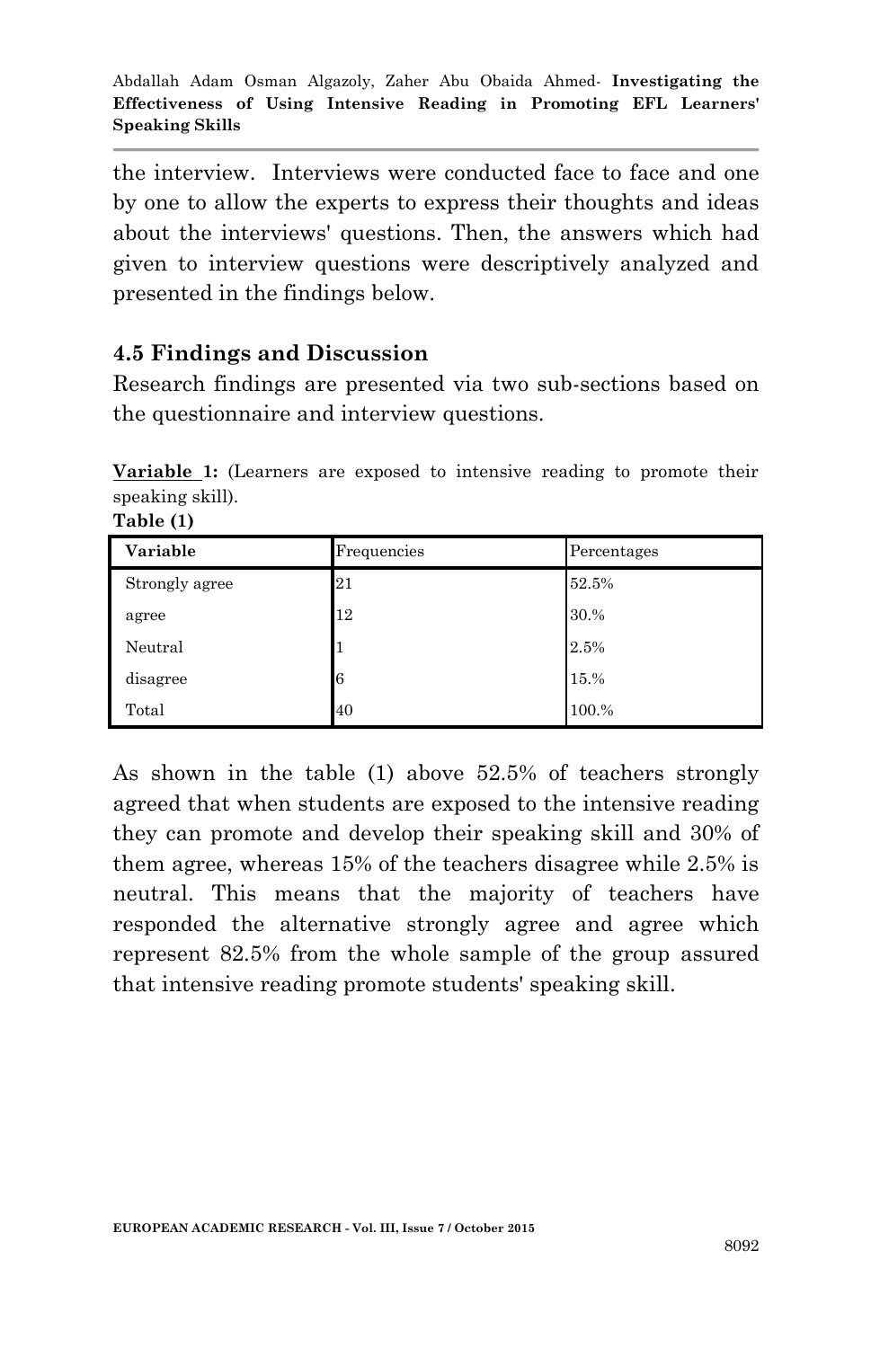the interview. Interviews were conducted face to face and one by one to allow the experts to express their thoughts and ideas about the interviews' questions. Then, the answers which had given to interview questions were descriptively analyzed and presented in the findings below.

### 4.5 Findings and Discussion

Research findings are presented via two sub-sections based on the questionnaire and interview questions.

**Variable 1:** (Learners are exposed to intensive reading to promote their speaking skill).

**Table (1)**

| Variable | Frequencies | Percentages |
|---|---|---|
| Strongly agree | 21 | 52.5% |
| agree | 12 | 30.% |
| Neutral | 1 | 2.5% |
| disagree | 6 | 15.% |
| Total | 40 | 100.% |

As shown in the table (1) above 52.5% of teachers strongly agreed that when students are exposed to the intensive reading they can promote and develop their speaking skill and 30% of them agree, whereas 15% of the teachers disagree while 2.5% is neutral. This means that the majority of teachers have responded the alternative strongly agree and agree which represent 82.5% from the whole sample of the group assured that intensive reading promote students' speaking skill.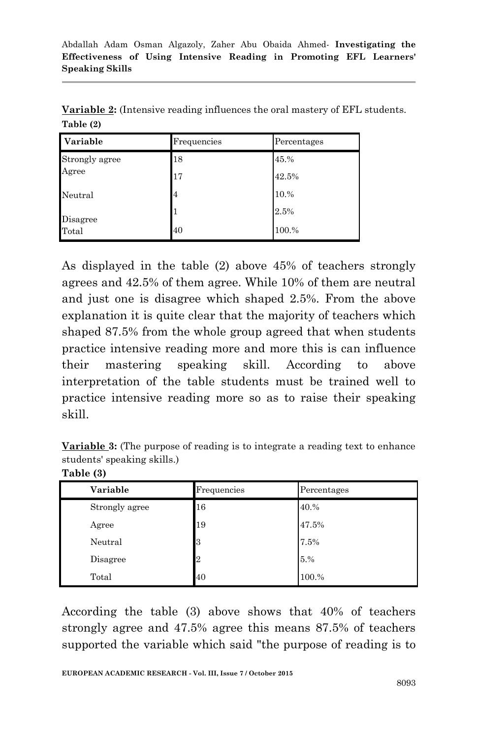**Variable 2:** (Intensive reading influences the oral mastery of EFL students.

**Table (2)**

| Variable | Frequencies | Percentages |
| --- | --- | --- |
| Strongly agree | 18 | 45.% |
| Agree | 17 | 42.5% |
| Neutral | 4 | 10.% |
| Disagree | 1 | 2.5% |
| Total | 40 | 100.% |

As displayed in the table (2) above 45% of teachers strongly agrees and 42.5% of them agree. While 10% of them are neutral and just one is disagree which shaped 2.5%. From the above explanation it is quite clear that the majority of teachers which shaped 87.5% from the whole group agreed that when students practice intensive reading more and more this is can influence their mastering speaking skill. According to above interpretation of the table students must be trained well to practice intensive reading more so as to raise their speaking skill.

**Variable 3:** (The purpose of reading is to integrate a reading text to enhance students' speaking skills.)

**Table (3)**

| Variable | Frequencies | Percentages |
| --- | --- | --- |
| Strongly agree | 16 | 40.% |
| Agree | 19 | 47.5% |
| Neutral | 3 | 7.5% |
| Disagree | 2 | 5.% |
| Total | 40 | 100.% |

According the table (3) above shows that 40% of teachers strongly agree and 47.5% agree this means 87.5% of teachers supported the variable which said "the purpose of reading is to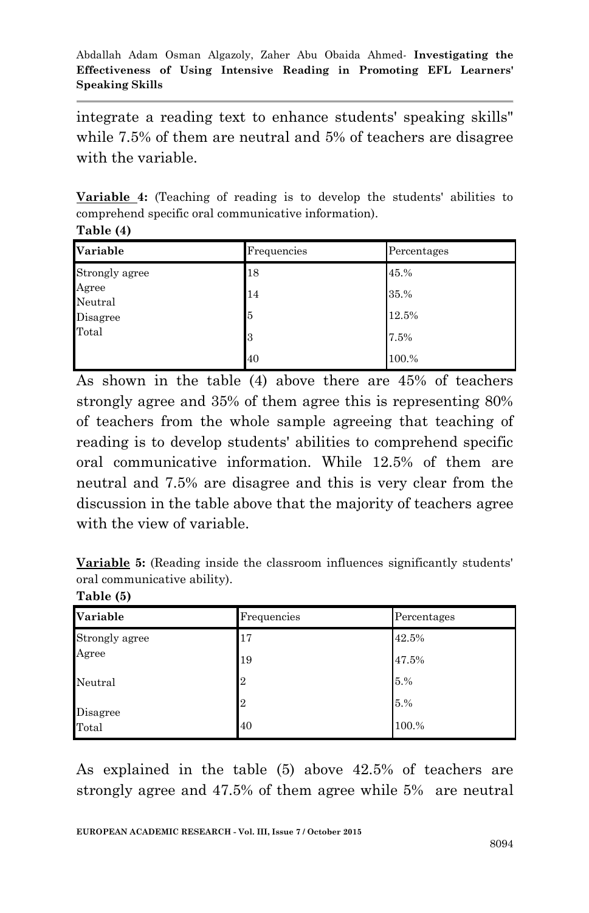integrate a reading text to enhance students' speaking skills" while 7.5% of them are neutral and 5% of teachers are disagree with the variable.

**Variable 4:** (Teaching of reading is to develop the students' abilities to comprehend specific oral communicative information).

**Table (4)**

| Variable | Frequencies | Percentages |
|---|---|---|
| Strongly agree | 18 | 45.% |
| Agree | 14 | 35.% |
| Neutral | 5 | 12.5% |
| Disagree | 3 | 7.5% |
| Total | 40 | 100.% |

As shown in the table (4) above there are 45% of teachers strongly agree and 35% of them agree this is representing 80% of teachers from the whole sample agreeing that teaching of reading is to develop students' abilities to comprehend specific oral communicative information. While 12.5% of them are neutral and 7.5% are disagree and this is very clear from the discussion in the table above that the majority of teachers agree with the view of variable.

**Variable 5:** (Reading inside the classroom influences significantly students' oral communicative ability).

**Table (5)**

| Variable | Frequencies | Percentages |
|---|---|---|
| Strongly agree | 17 | 42.5% |
| Agree | 19 | 47.5% |
| Neutral | 2 | 5.% |
| Disagree | 2 | 5.% |
| Total | 40 | 100.% |

As explained in the table (5) above 42.5% of teachers are strongly agree and 47.5% of them agree while 5% are neutral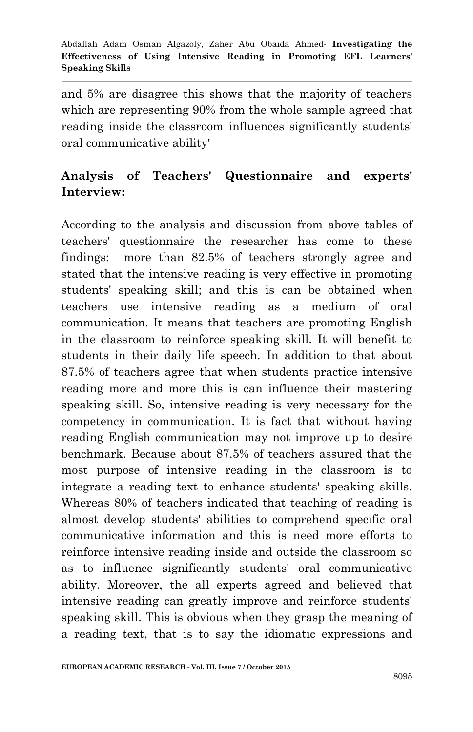and 5% are disagree this shows that the majority of teachers which are representing 90% from the whole sample agreed that reading inside the classroom influences significantly students' oral communicative ability'

## Analysis of Teachers' Questionnaire and experts' Interview:

According to the analysis and discussion from above tables of teachers' questionnaire the researcher has come to these findings: more than 82.5% of teachers strongly agree and stated that the intensive reading is very effective in promoting students' speaking skill; and this is can be obtained when teachers use intensive reading as a medium of oral communication. It means that teachers are promoting English in the classroom to reinforce speaking skill. It will benefit to students in their daily life speech. In addition to that about 87.5% of teachers agree that when students practice intensive reading more and more this is can influence their mastering speaking skill. So, intensive reading is very necessary for the competency in communication. It is fact that without having reading English communication may not improve up to desire benchmark. Because about 87.5% of teachers assured that the most purpose of intensive reading in the classroom is to integrate a reading text to enhance students' speaking skills. Whereas 80% of teachers indicated that teaching of reading is almost develop students' abilities to comprehend specific oral communicative information and this is need more efforts to reinforce intensive reading inside and outside the classroom so as to influence significantly students' oral communicative ability. Moreover, the all experts agreed and believed that intensive reading can greatly improve and reinforce students' speaking skill. This is obvious when they grasp the meaning of a reading text, that is to say the idiomatic expressions and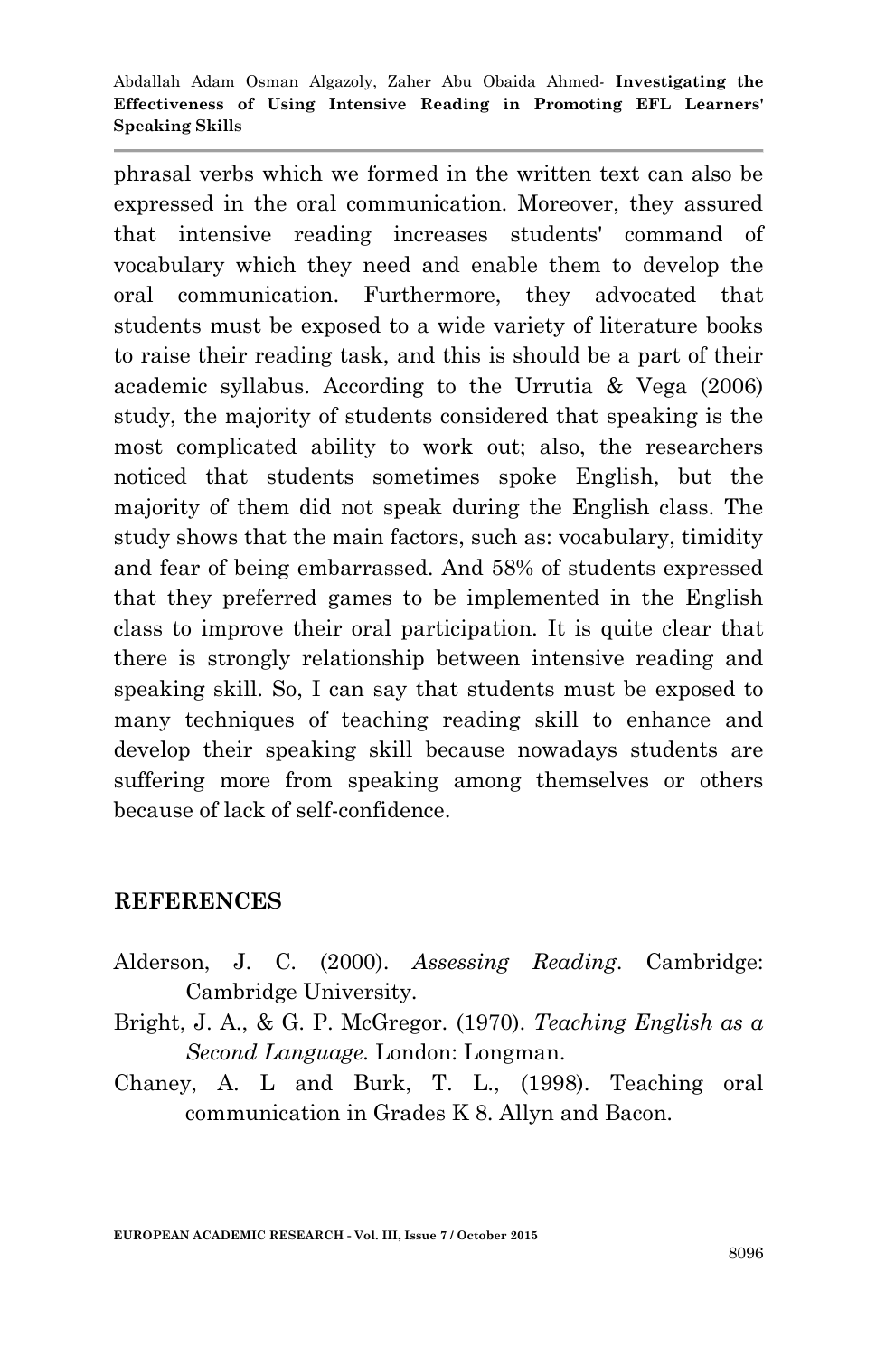phrasal verbs which we formed in the written text can also be expressed in the oral communication. Moreover, they assured that intensive reading increases students' command of vocabulary which they need and enable them to develop the oral communication. Furthermore, they advocated that students must be exposed to a wide variety of literature books to raise their reading task, and this is should be a part of their academic syllabus. According to the Urrutia & Vega (2006) study, the majority of students considered that speaking is the most complicated ability to work out; also, the researchers noticed that students sometimes spoke English, but the majority of them did not speak during the English class. The study shows that the main factors, such as: vocabulary, timidity and fear of being embarrassed. And 58% of students expressed that they preferred games to be implemented in the English class to improve their oral participation. It is quite clear that there is strongly relationship between intensive reading and speaking skill. So, I can say that students must be exposed to many techniques of teaching reading skill to enhance and develop their speaking skill because nowadays students are suffering more from speaking among themselves or others because of lack of self-confidence.

## REFERENCES

Alderson, J. C. (2000). *Assessing Reading*. Cambridge: Cambridge University.

Bright, J. A., & G. P. McGregor. (1970). *Teaching English as a Second Language.* London: Longman.

Chaney, A. L and Burk, T. L., (1998). Teaching oral communication in Grades K 8. Allyn and Bacon.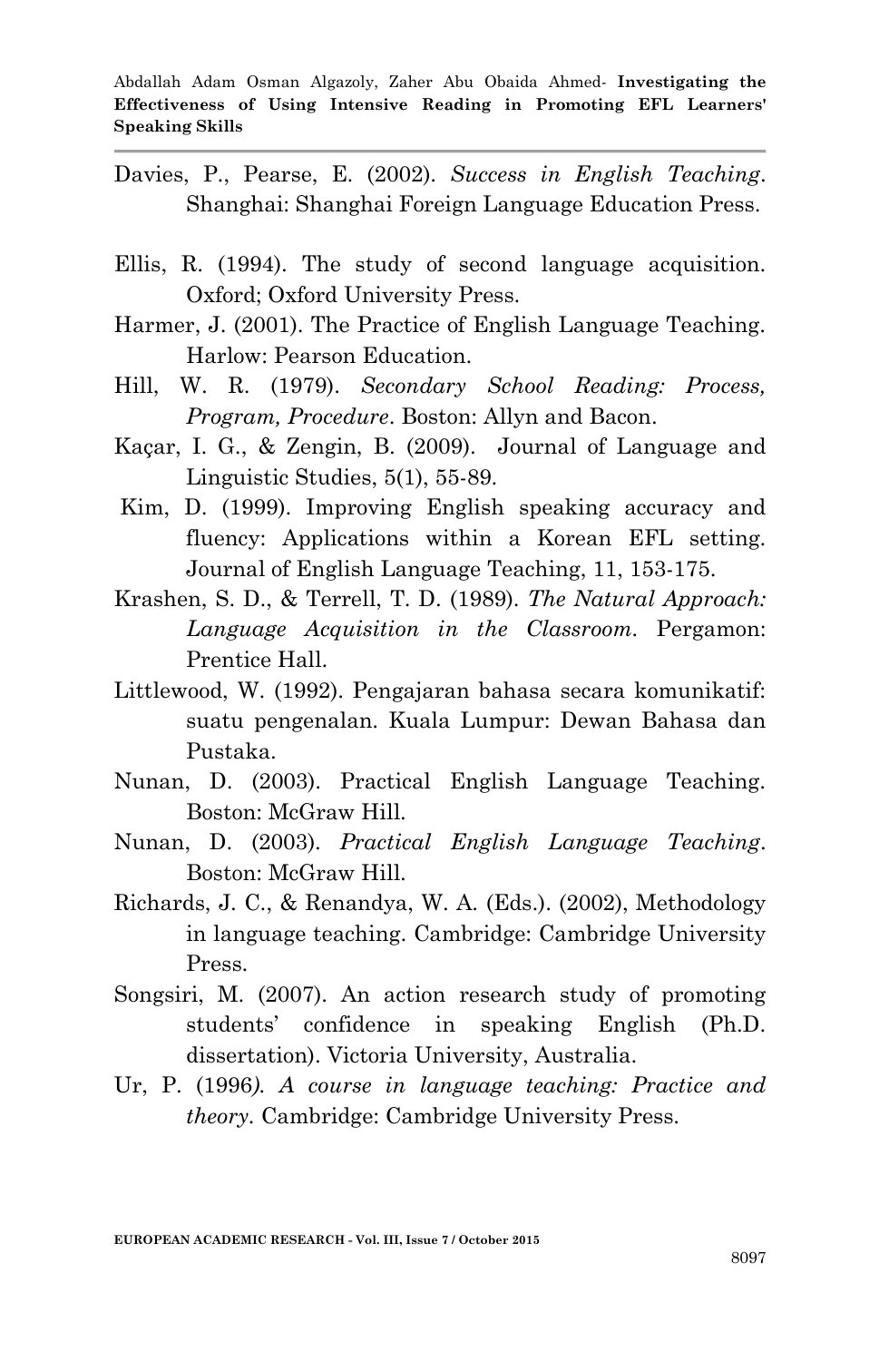Davies, P., Pearse, E. (2002). *Success in English Teaching*. Shanghai: Shanghai Foreign Language Education Press.

Ellis, R. (1994). The study of second language acquisition. Oxford; Oxford University Press.

Harmer, J. (2001). The Practice of English Language Teaching. Harlow: Pearson Education.

Hill, W. R. (1979). *Secondary School Reading: Process, Program, Procedure*. Boston: Allyn and Bacon.

Kaçar, I. G., & Zengin, B. (2009). Journal of Language and Linguistic Studies, 5(1), 55-89.

Kim, D. (1999). Improving English speaking accuracy and fluency: Applications within a Korean EFL setting. Journal of English Language Teaching, 11, 153-175.

Krashen, S. D., & Terrell, T. D. (1989). *The Natural Approach: Language Acquisition in the Classroom*. Pergamon: Prentice Hall.

Littlewood, W. (1992). Pengajaran bahasa secara komunikatif: suatu pengenalan. Kuala Lumpur: Dewan Bahasa dan Pustaka.

Nunan, D. (2003). Practical English Language Teaching. Boston: McGraw Hill.

Nunan, D. (2003). *Practical English Language Teaching*. Boston: McGraw Hill.

Richards, J. C., & Renandya, W. A. (Eds.). (2002), Methodology in language teaching. Cambridge: Cambridge University Press.

Songsiri, M. (2007). An action research study of promoting students' confidence in speaking English (Ph.D. dissertation). Victoria University, Australia.

Ur, P. (1996*). A course in language teaching: Practice and theory.* Cambridge: Cambridge University Press.